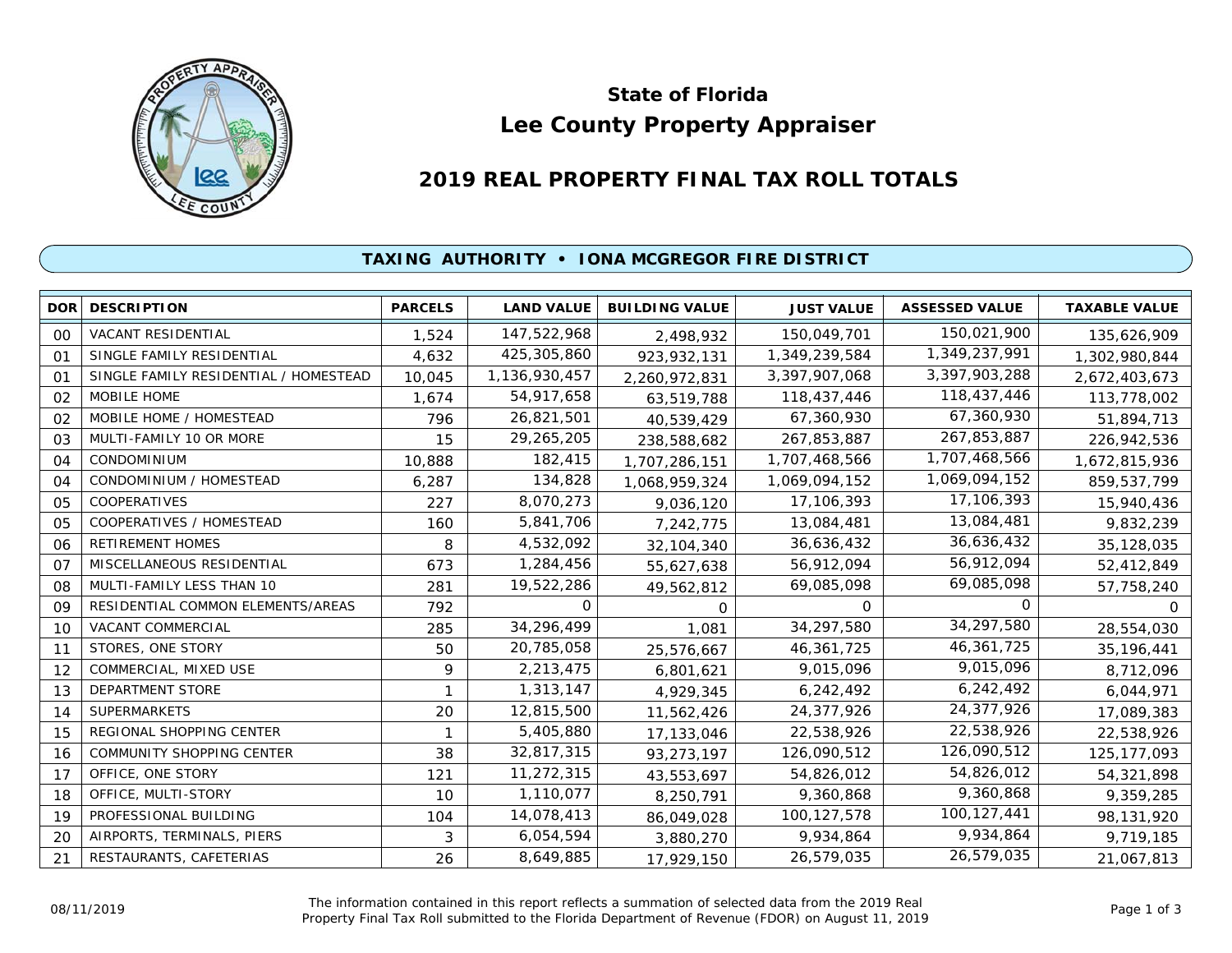# State of Florida
# Lee County Property Appraiser

## 2019 REAL PROPERTY FINAL TAX ROLL TOTALS

### TAXING AUTHORITY • IONA MCGREGOR FIRE DISTRICT

| DOR | DESCRIPTION | PARCELS | LAND VALUE | BUILDING VALUE | JUST VALUE | ASSESSED VALUE | TAXABLE VALUE |
|---|---|---|---|---|---|---|---|
| 00 | VACANT RESIDENTIAL | 1,524 | 147,522,968 | 2,498,932 | 150,049,701 | 150,021,900 | 135,626,909 |
| 01 | SINGLE FAMILY RESIDENTIAL | 4,632 | 425,305,860 | 923,932,131 | 1,349,239,584 | 1,349,237,991 | 1,302,980,844 |
| 01 | SINGLE FAMILY RESIDENTIAL / HOMESTEAD | 10,045 | 1,136,930,457 | 2,260,972,831 | 3,397,907,068 | 3,397,903,288 | 2,672,403,673 |
| 02 | MOBILE HOME | 1,674 | 54,917,658 | 63,519,788 | 118,437,446 | 118,437,446 | 113,778,002 |
| 02 | MOBILE HOME / HOMESTEAD | 796 | 26,821,501 | 40,539,429 | 67,360,930 | 67,360,930 | 51,894,713 |
| 03 | MULTI-FAMILY 10 OR MORE | 15 | 29,265,205 | 238,588,682 | 267,853,887 | 267,853,887 | 226,942,536 |
| 04 | CONDOMINIUM | 10,888 | 182,415 | 1,707,286,151 | 1,707,468,566 | 1,707,468,566 | 1,672,815,936 |
| 04 | CONDOMINIUM / HOMESTEAD | 6,287 | 134,828 | 1,068,959,324 | 1,069,094,152 | 1,069,094,152 | 859,537,799 |
| 05 | COOPERATIVES | 227 | 8,070,273 | 9,036,120 | 17,106,393 | 17,106,393 | 15,940,436 |
| 05 | COOPERATIVES / HOMESTEAD | 160 | 5,841,706 | 7,242,775 | 13,084,481 | 13,084,481 | 9,832,239 |
| 06 | RETIREMENT HOMES | 8 | 4,532,092 | 32,104,340 | 36,636,432 | 36,636,432 | 35,128,035 |
| 07 | MISCELLANEOUS RESIDENTIAL | 673 | 1,284,456 | 55,627,638 | 56,912,094 | 56,912,094 | 52,412,849 |
| 08 | MULTI-FAMILY LESS THAN 10 | 281 | 19,522,286 | 49,562,812 | 69,085,098 | 69,085,098 | 57,758,240 |
| 09 | RESIDENTIAL COMMON ELEMENTS/AREAS | 792 | 0 | 0 | 0 | 0 | 0 |
| 10 | VACANT COMMERCIAL | 285 | 34,296,499 | 1,081 | 34,297,580 | 34,297,580 | 28,554,030 |
| 11 | STORES, ONE STORY | 50 | 20,785,058 | 25,576,667 | 46,361,725 | 46,361,725 | 35,196,441 |
| 12 | COMMERCIAL, MIXED USE | 9 | 2,213,475 | 6,801,621 | 9,015,096 | 9,015,096 | 8,712,096 |
| 13 | DEPARTMENT STORE | 1 | 1,313,147 | 4,929,345 | 6,242,492 | 6,242,492 | 6,044,971 |
| 14 | SUPERMARKETS | 20 | 12,815,500 | 11,562,426 | 24,377,926 | 24,377,926 | 17,089,383 |
| 15 | REGIONAL SHOPPING CENTER | 1 | 5,405,880 | 17,133,046 | 22,538,926 | 22,538,926 | 22,538,926 |
| 16 | COMMUNITY SHOPPING CENTER | 38 | 32,817,315 | 93,273,197 | 126,090,512 | 126,090,512 | 125,177,093 |
| 17 | OFFICE, ONE STORY | 121 | 11,272,315 | 43,553,697 | 54,826,012 | 54,826,012 | 54,321,898 |
| 18 | OFFICE, MULTI-STORY | 10 | 1,110,077 | 8,250,791 | 9,360,868 | 9,360,868 | 9,359,285 |
| 19 | PROFESSIONAL BUILDING | 104 | 14,078,413 | 86,049,028 | 100,127,578 | 100,127,441 | 98,131,920 |
| 20 | AIRPORTS, TERMINALS, PIERS | 3 | 6,054,594 | 3,880,270 | 9,934,864 | 9,934,864 | 9,719,185 |
| 21 | RESTAURANTS, CAFETERIAS | 26 | 8,649,885 | 17,929,150 | 26,579,035 | 26,579,035 | 21,067,813 |

08/11/2019

The information contained in this report reflects a summation of selected data from the 2019 Real Property Final Tax Roll submitted to the Florida Department of Revenue (FDOR) on August 11, 2019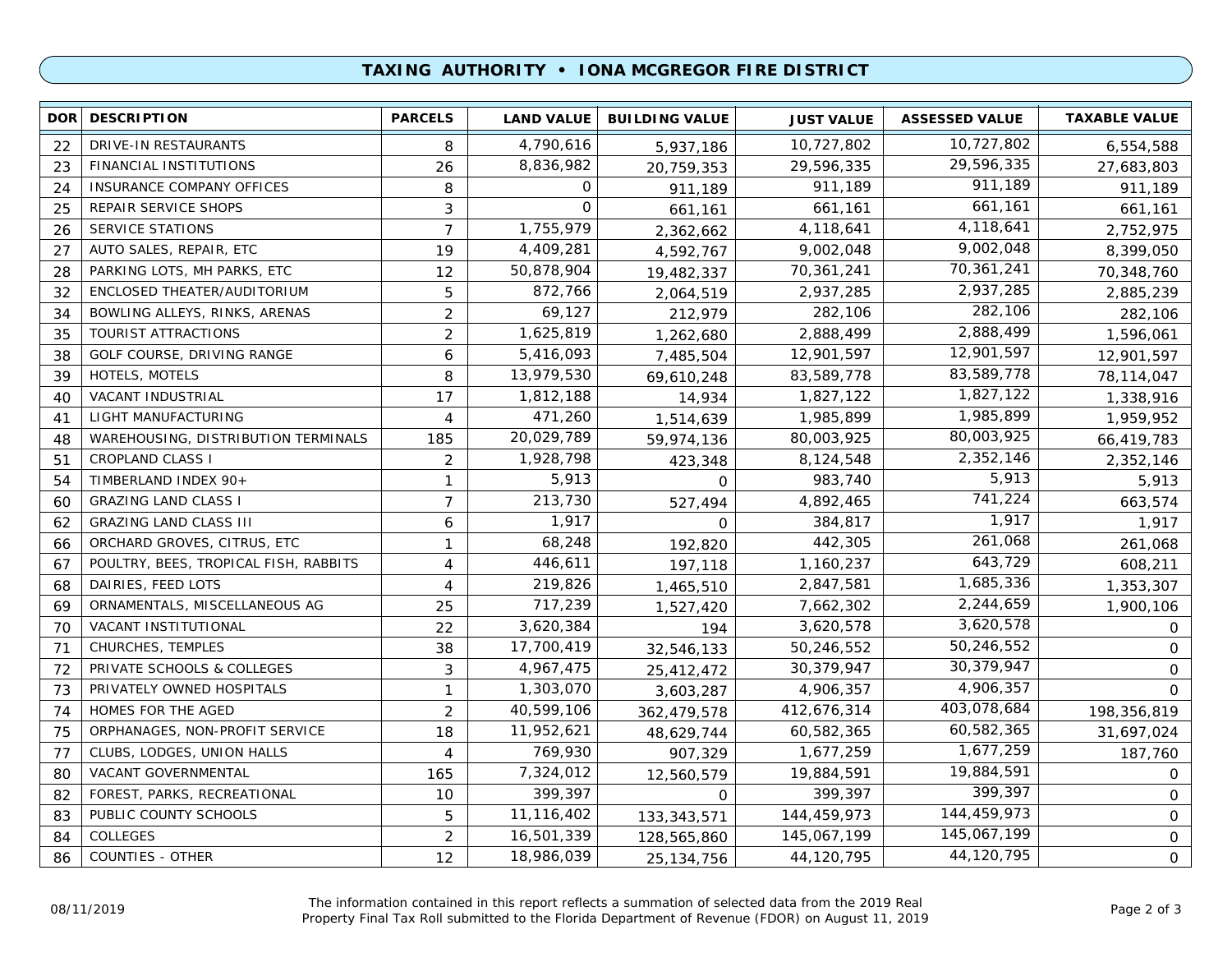## TAXING AUTHORITY • IONA MCGREGOR FIRE DISTRICT

| DOR | DESCRIPTION | PARCELS | LAND VALUE | BUILDING VALUE | JUST VALUE | ASSESSED VALUE | TAXABLE VALUE |
|---|---|---|---|---|---|---|---|
| 22 | DRIVE-IN RESTAURANTS | 8 | 4,790,616 | 5,937,186 | 10,727,802 | 10,727,802 | 6,554,588 |
| 23 | FINANCIAL INSTITUTIONS | 26 | 8,836,982 | 20,759,353 | 29,596,335 | 29,596,335 | 27,683,803 |
| 24 | INSURANCE COMPANY OFFICES | 8 | 0 | 911,189 | 911,189 | 911,189 | 911,189 |
| 25 | REPAIR SERVICE SHOPS | 3 | 0 | 661,161 | 661,161 | 661,161 | 661,161 |
| 26 | SERVICE STATIONS | 7 | 1,755,979 | 2,362,662 | 4,118,641 | 4,118,641 | 2,752,975 |
| 27 | AUTO SALES, REPAIR, ETC | 19 | 4,409,281 | 4,592,767 | 9,002,048 | 9,002,048 | 8,399,050 |
| 28 | PARKING LOTS, MH PARKS, ETC | 12 | 50,878,904 | 19,482,337 | 70,361,241 | 70,361,241 | 70,348,760 |
| 32 | ENCLOSED THEATER/AUDITORIUM | 5 | 872,766 | 2,064,519 | 2,937,285 | 2,937,285 | 2,885,239 |
| 34 | BOWLING ALLEYS, RINKS, ARENAS | 2 | 69,127 | 212,979 | 282,106 | 282,106 | 282,106 |
| 35 | TOURIST ATTRACTIONS | 2 | 1,625,819 | 1,262,680 | 2,888,499 | 2,888,499 | 1,596,061 |
| 38 | GOLF COURSE, DRIVING RANGE | 6 | 5,416,093 | 7,485,504 | 12,901,597 | 12,901,597 | 12,901,597 |
| 39 | HOTELS, MOTELS | 8 | 13,979,530 | 69,610,248 | 83,589,778 | 83,589,778 | 78,114,047 |
| 40 | VACANT INDUSTRIAL | 17 | 1,812,188 | 14,934 | 1,827,122 | 1,827,122 | 1,338,916 |
| 41 | LIGHT MANUFACTURING | 4 | 471,260 | 1,514,639 | 1,985,899 | 1,985,899 | 1,959,952 |
| 48 | WAREHOUSING, DISTRIBUTION TERMINALS | 185 | 20,029,789 | 59,974,136 | 80,003,925 | 80,003,925 | 66,419,783 |
| 51 | CROPLAND CLASS I | 2 | 1,928,798 | 423,348 | 8,124,548 | 2,352,146 | 2,352,146 |
| 54 | TIMBERLAND INDEX 90+ | 1 | 5,913 | 0 | 983,740 | 5,913 | 5,913 |
| 60 | GRAZING LAND CLASS I | 7 | 213,730 | 527,494 | 4,892,465 | 741,224 | 663,574 |
| 62 | GRAZING LAND CLASS III | 6 | 1,917 | 0 | 384,817 | 1,917 | 1,917 |
| 66 | ORCHARD GROVES, CITRUS, ETC | 1 | 68,248 | 192,820 | 442,305 | 261,068 | 261,068 |
| 67 | POULTRY, BEES, TROPICAL FISH, RABBITS | 4 | 446,611 | 197,118 | 1,160,237 | 643,729 | 608,211 |
| 68 | DAIRIES, FEED LOTS | 4 | 219,826 | 1,465,510 | 2,847,581 | 1,685,336 | 1,353,307 |
| 69 | ORNAMENTALS, MISCELLANEOUS AG | 25 | 717,239 | 1,527,420 | 7,662,302 | 2,244,659 | 1,900,106 |
| 70 | VACANT INSTITUTIONAL | 22 | 3,620,384 | 194 | 3,620,578 | 3,620,578 | 0 |
| 71 | CHURCHES, TEMPLES | 38 | 17,700,419 | 32,546,133 | 50,246,552 | 50,246,552 | 0 |
| 72 | PRIVATE SCHOOLS & COLLEGES | 3 | 4,967,475 | 25,412,472 | 30,379,947 | 30,379,947 | 0 |
| 73 | PRIVATELY OWNED HOSPITALS | 1 | 1,303,070 | 3,603,287 | 4,906,357 | 4,906,357 | 0 |
| 74 | HOMES FOR THE AGED | 2 | 40,599,106 | 362,479,578 | 412,676,314 | 403,078,684 | 198,356,819 |
| 75 | ORPHANAGES, NON-PROFIT SERVICE | 18 | 11,952,621 | 48,629,744 | 60,582,365 | 60,582,365 | 31,697,024 |
| 77 | CLUBS, LODGES, UNION HALLS | 4 | 769,930 | 907,329 | 1,677,259 | 1,677,259 | 187,760 |
| 80 | VACANT GOVERNMENTAL | 165 | 7,324,012 | 12,560,579 | 19,884,591 | 19,884,591 | 0 |
| 82 | FOREST, PARKS, RECREATIONAL | 10 | 399,397 | 0 | 399,397 | 399,397 | 0 |
| 83 | PUBLIC COUNTY SCHOOLS | 5 | 11,116,402 | 133,343,571 | 144,459,973 | 144,459,973 | 0 |
| 84 | COLLEGES | 2 | 16,501,339 | 128,565,860 | 145,067,199 | 145,067,199 | 0 |
| 86 | COUNTIES - OTHER | 12 | 18,986,039 | 25,134,756 | 44,120,795 | 44,120,795 | 0 |

08/11/2019

The information contained in this report reflects a summation of selected data from the 2019 Real Property Final Tax Roll submitted to the Florida Department of Revenue (FDOR) on August 11, 2019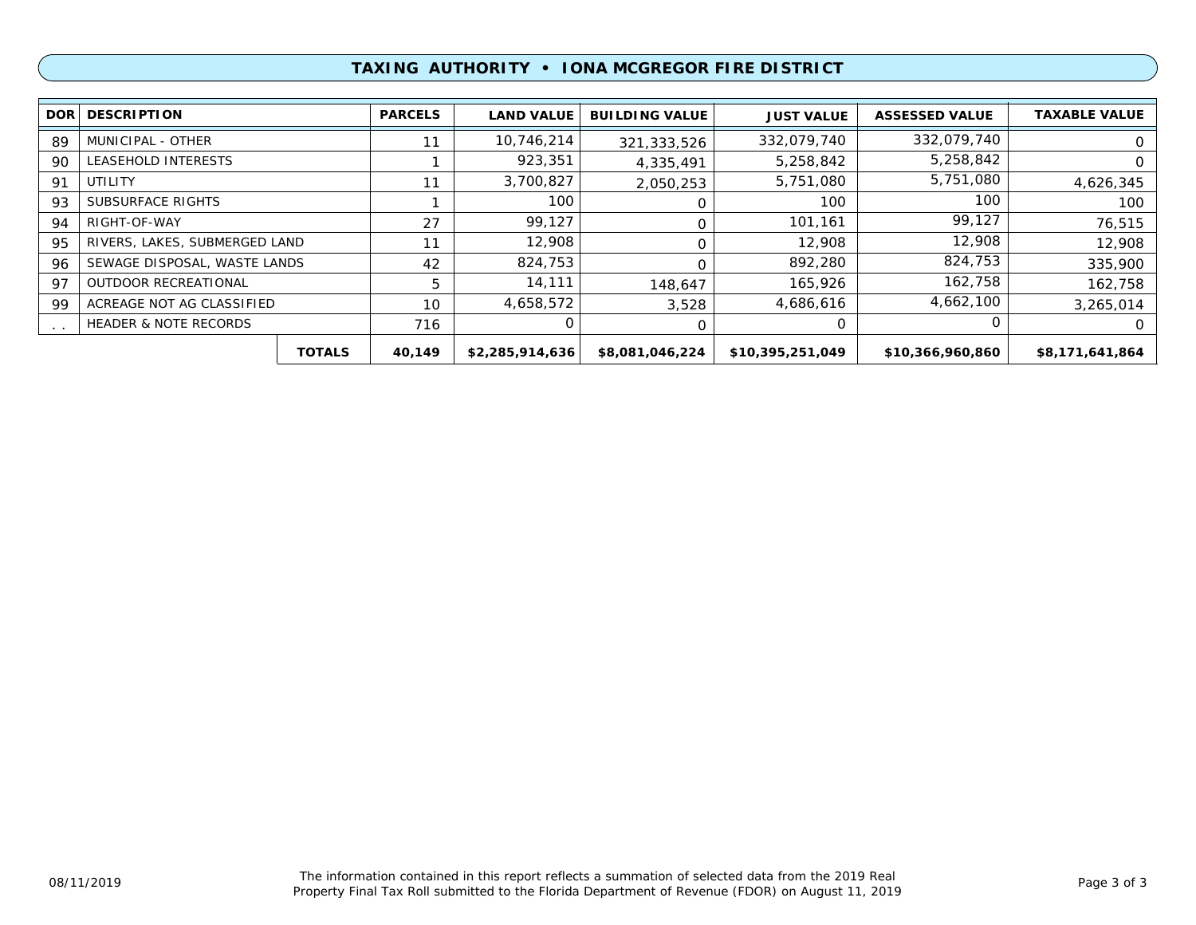## TAXING AUTHORITY • IONA MCGREGOR FIRE DISTRICT

| DOR | DESCRIPTION | | PARCELS | LAND VALUE | BUILDING VALUE | JUST VALUE | ASSESSED VALUE | TAXABLE VALUE |
|---|---|---|---|---|---|---|---|---|
| 89 | MUNICIPAL - OTHER | | 11 | 10,746,214 | 321,333,526 | 332,079,740 | 332,079,740 | 0 |
| 90 | LEASEHOLD INTERESTS | | 1 | 923,351 | 4,335,491 | 5,258,842 | 5,258,842 | 0 |
| 91 | UTILITY | | 11 | 3,700,827 | 2,050,253 | 5,751,080 | 5,751,080 | 4,626,345 |
| 93 | SUBSURFACE RIGHTS | | 1 | 100 | 0 | 100 | 100 | 100 |
| 94 | RIGHT-OF-WAY | | 27 | 99,127 | 0 | 101,161 | 99,127 | 76,515 |
| 95 | RIVERS, LAKES, SUBMERGED LAND | | 11 | 12,908 | 0 | 12,908 | 12,908 | 12,908 |
| 96 | SEWAGE DISPOSAL, WASTE LANDS | | 42 | 824,753 | 0 | 892,280 | 824,753 | 335,900 |
| 97 | OUTDOOR RECREATIONAL | | 5 | 14,111 | 148,647 | 165,926 | 162,758 | 162,758 |
| 99 | ACREAGE NOT AG CLASSIFIED | | 10 | 4,658,572 | 3,528 | 4,686,616 | 4,662,100 | 3,265,014 |
| . . | HEADER & NOTE RECORDS | | 716 | 0 | 0 | 0 | 0 | 0 |
| | | **TOTALS** | **40,149** | **$2,285,914,636** | **$8,081,046,224** | **$10,395,251,049** | **$10,366,960,860** | **$8,171,641,864** |

08/11/2019

The information contained in this report reflects a summation of selected data from the 2019 Real Property Final Tax Roll submitted to the Florida Department of Revenue (FDOR) on August 11, 2019